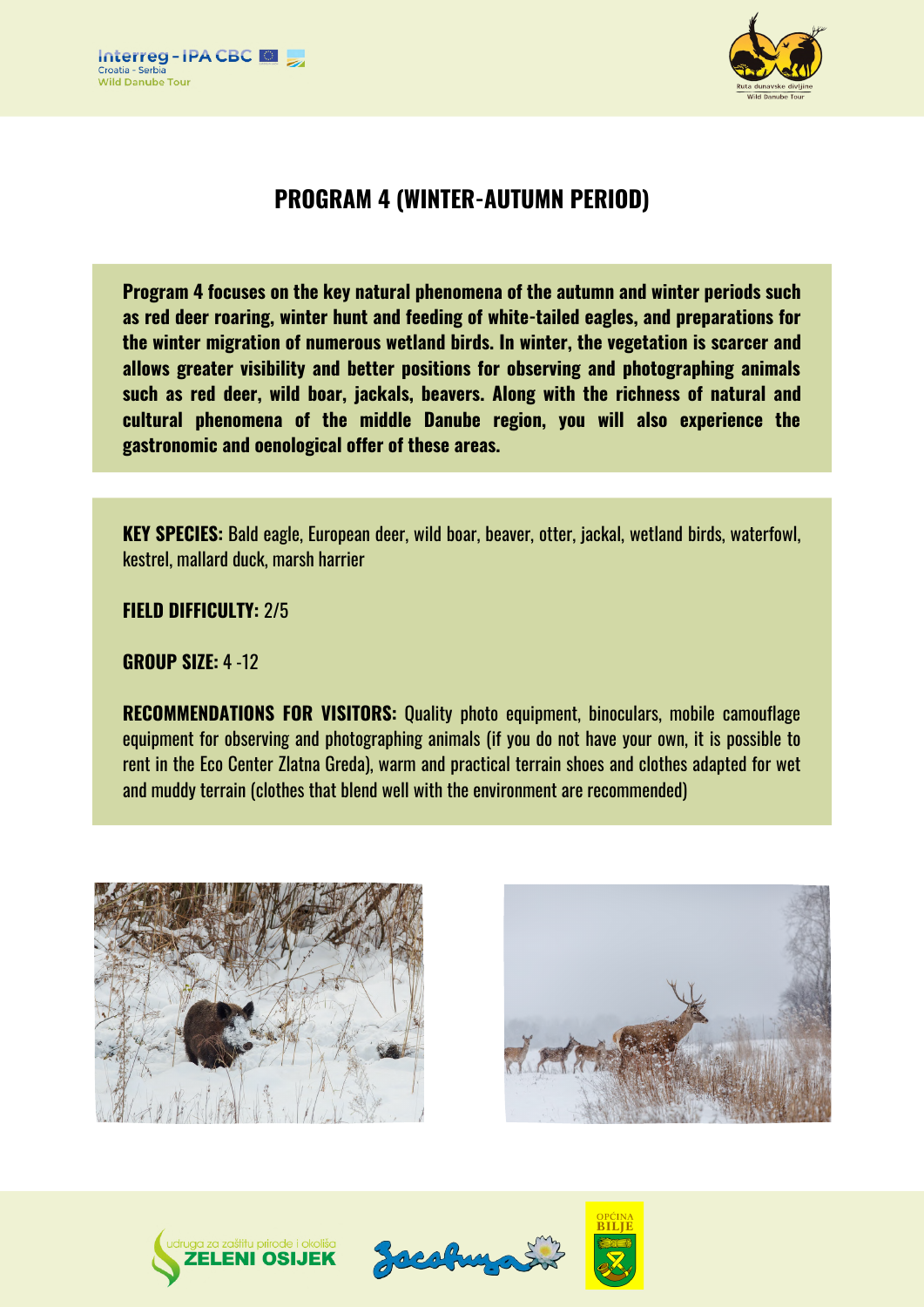# PROGRAM 4 (WINTER-AUTUMN PERIOD)

**Program 4 focuses on the key natural phenomena of the autumn and winter periods such as red deer roaring, winter hunt and feeding of white-tailed eagles, and preparations for the winter migration of numerous wetland birds. In winter, the vegetation is scarcer and allows greater visibility and better positions for observing and photographing animals such as red deer, wild boar, jackals, beavers. Along with the richness of natural and cultural phenomena of the middle Danube region, you will also experience the gastronomic and oenological offer of these areas.**

**KEY SPECIES:** Bald eagle, European deer, wild boar, beaver, otter, jackal, wetland birds, waterfowl, kestrel, mallard duck, marsh harrier

**FIELD DIFFICULTY:** 2/5

**GROUP SIZE:** 4 -12

**RECOMMENDATIONS FOR VISITORS:** Quality photo equipment, binoculars, mobile camouflage equipment for observing and photographing animals (if you do not have your own, it is possible to rent in the Eco Center Zlatna Greda), warm and practical terrain shoes and clothes adapted for wet and muddy terrain (clothes that blend well with the environment are recommended)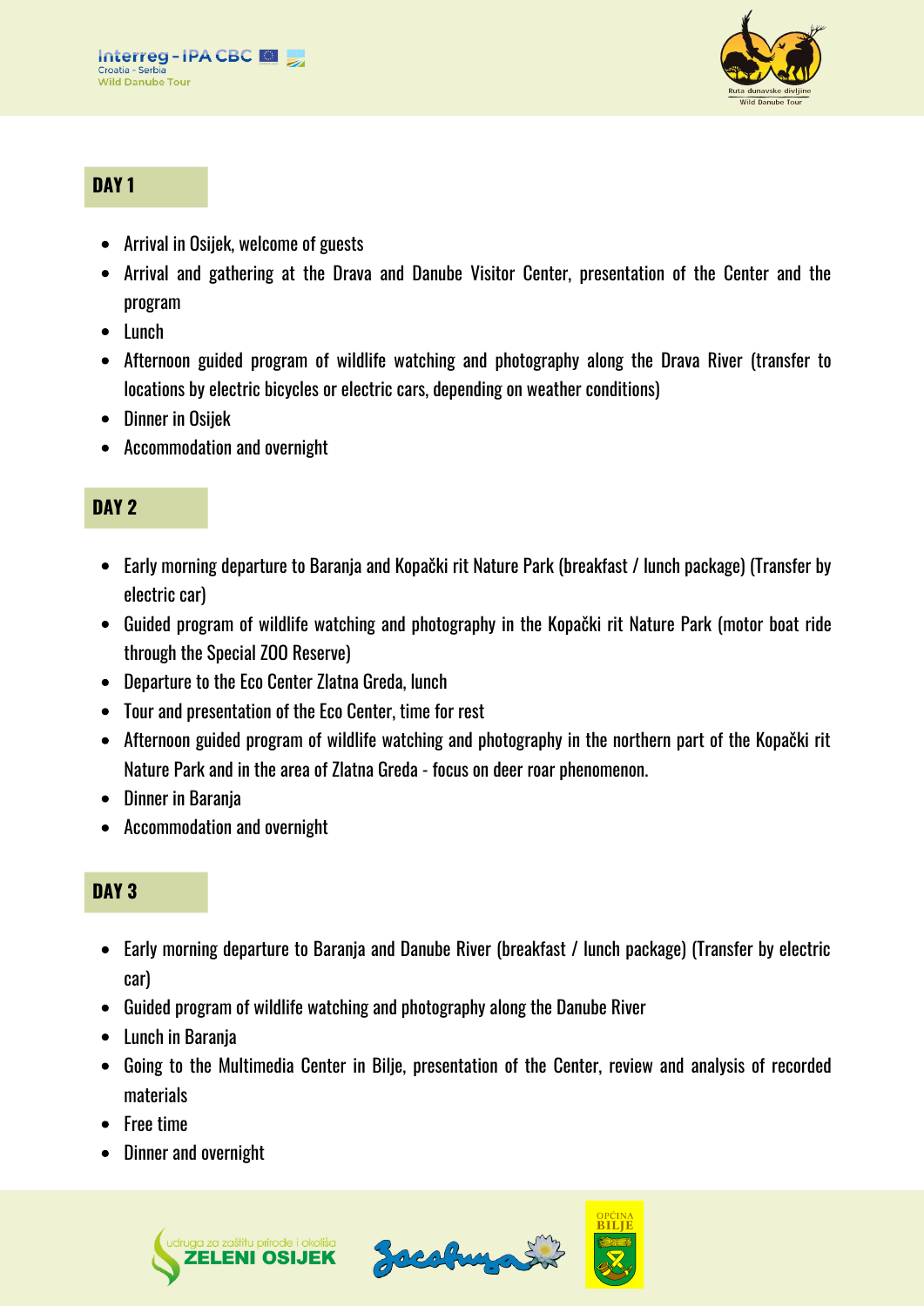## DAY 1

- Arrival in Osijek, welcome of guests
- Arrival and gathering at the Drava and Danube Visitor Center, presentation of the Center and the program
- Lunch
- Afternoon guided program of wildlife watching and photography along the Drava River (transfer to locations by electric bicycles or electric cars, depending on weather conditions)
- Dinner in Osijek
- Accommodation and overnight

## DAY 2

- Early morning departure to Baranja and Kopački rit Nature Park (breakfast / lunch package) (Transfer by electric car)
- Guided program of wildlife watching and photography in the Kopački rit Nature Park (motor boat ride through the Special ZOO Reserve)
- Departure to the Eco Center Zlatna Greda, lunch
- Tour and presentation of the Eco Center, time for rest
- Afternoon guided program of wildlife watching and photography in the northern part of the Kopački rit Nature Park and in the area of Zlatna Greda - focus on deer roar phenomenon.
- Dinner in Baranja
- Accommodation and overnight

## DAY 3

- Early morning departure to Baranja and Danube River (breakfast / lunch package) (Transfer by electric car)
- Guided program of wildlife watching and photography along the Danube River
- Lunch in Baranja
- Going to the Multimedia Center in Bilje, presentation of the Center, review and analysis of recorded materials
- Free time
- Dinner and overnight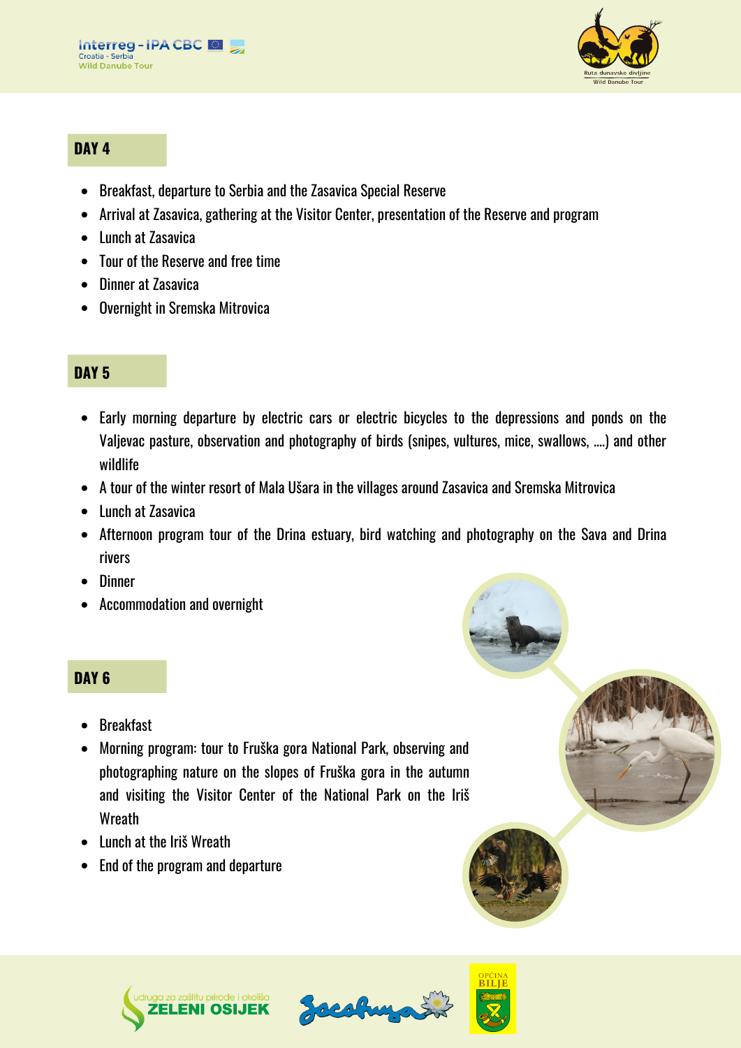## DAY 4

- Breakfast, departure to Serbia and the Zasavica Special Reserve
- Arrival at Zasavica, gathering at the Visitor Center, presentation of the Reserve and program
- Lunch at Zasavica
- Tour of the Reserve and free time
- Dinner at Zasavica
- Overnight in Sremska Mitrovica

## DAY 5

- Early morning departure by electric cars or electric bicycles to the depressions and ponds on the Valjevac pasture, observation and photography of birds (snipes, vultures, mice, swallows, ....) and other wildlife
- A tour of the winter resort of Mala Ušara in the villages around Zasavica and Sremska Mitrovica
- Lunch at Zasavica
- Afternoon program tour of the Drina estuary, bird watching and photography on the Sava and Drina rivers
- Dinner
- Accommodation and overnight

## DAY 6

- Breakfast
- Morning program: tour to Fruška gora National Park, observing and photographing nature on the slopes of Fruška gora in the autumn and visiting the Visitor Center of the National Park on the Iriš Wreath
- Lunch at the Iriš Wreath
- End of the program and departure